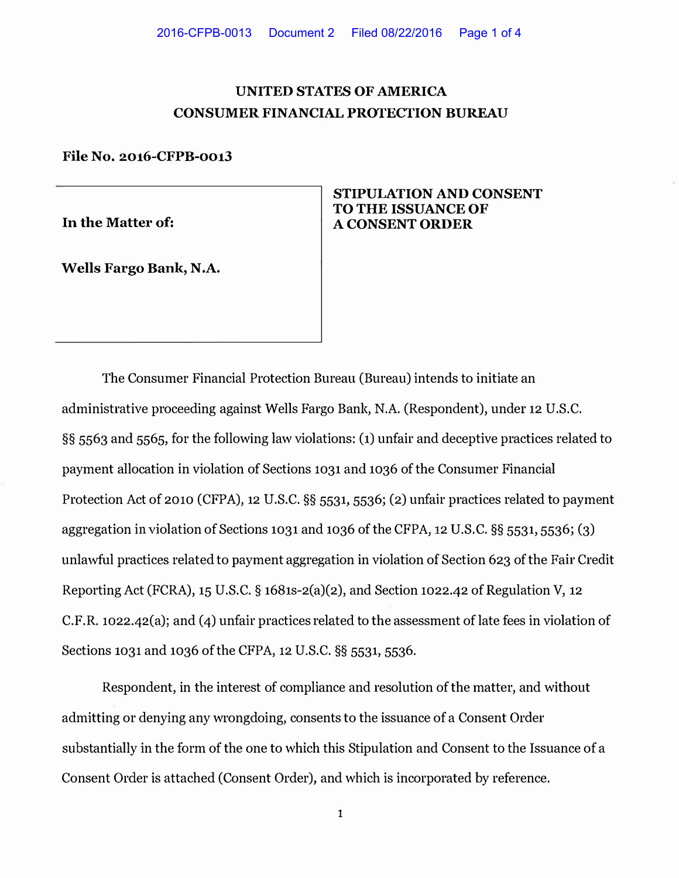# UNITED STATES OF AMERICA
# CONSUMER FINANCIAL PROTECTION BUREAU

**File No. 2016-CFPB-0013**

| | |
|---|---|
| **In the Matter of:**<br><br>**Wells Fargo Bank, N.A.** | **STIPULATION AND CONSENT TO THE ISSUANCE OF A CONSENT ORDER** |

The Consumer Financial Protection Bureau (Bureau) intends to initiate an administrative proceeding against Wells Fargo Bank, N.A. (Respondent), under 12 U.S.C. §§ 5563 and 5565, for the following law violations: (1) unfair and deceptive practices related to payment allocation in violation of Sections 1031 and 1036 of the Consumer Financial Protection Act of 2010 (CFPA), 12 U.S.C. §§ 5531, 5536; (2) unfair practices related to payment aggregation in violation of Sections 1031 and 1036 of the CFPA, 12 U.S.C. §§ 5531, 5536; (3) unlawful practices related to payment aggregation in violation of Section 623 of the Fair Credit Reporting Act (FCRA), 15 U.S.C. § 1681s-2(a)(2), and Section 1022.42 of Regulation V, 12 C.F.R. 1022.42(a); and (4) unfair practices related to the assessment of late fees in violation of Sections 1031 and 1036 of the CFPA, 12 U.S.C. §§ 5531, 5536.

Respondent, in the interest of compliance and resolution of the matter, and without admitting or denying any wrongdoing, consents to the issuance of a Consent Order substantially in the form of the one to which this Stipulation and Consent to the Issuance of a Consent Order is attached (Consent Order), and which is incorporated by reference.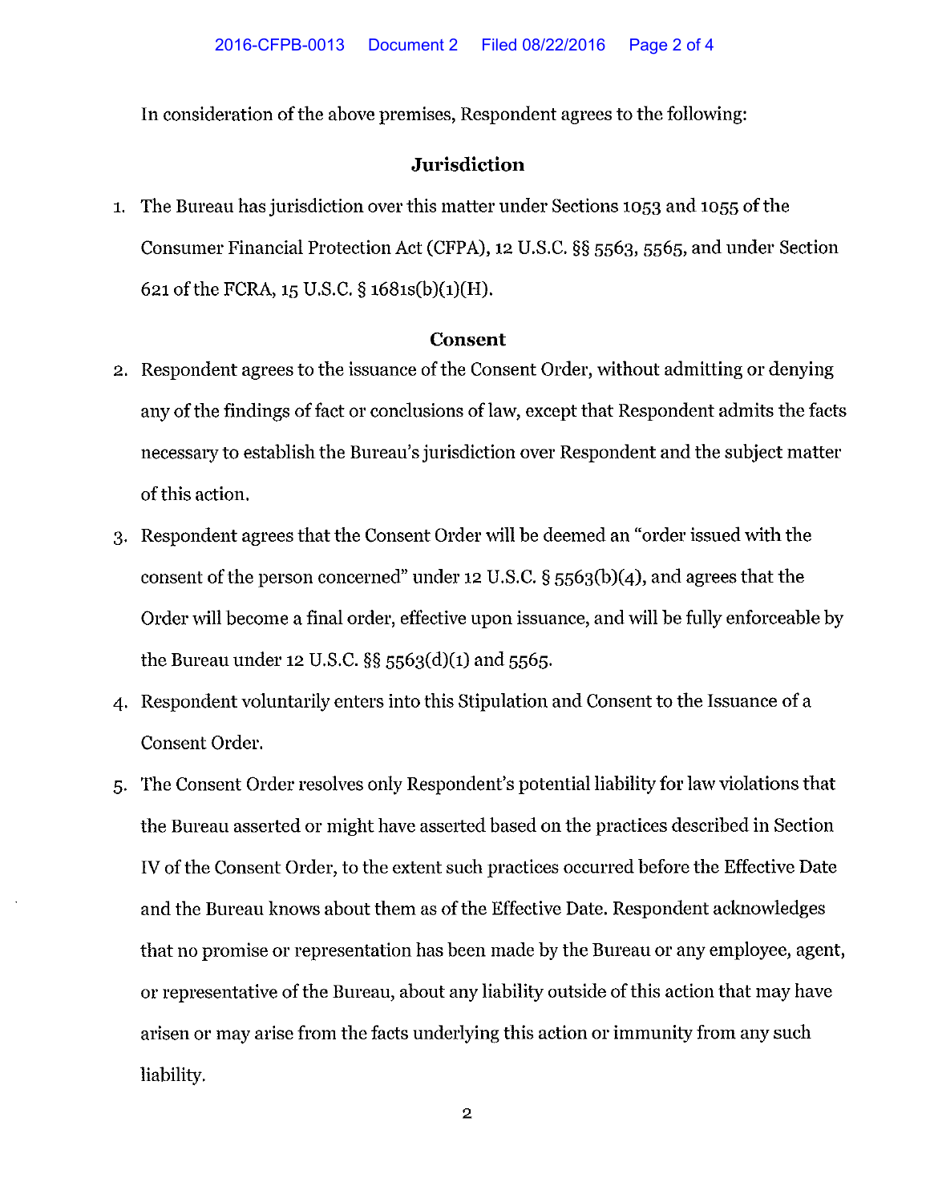In consideration of the above premises, Respondent agrees to the following:

## Jurisdiction

1. The Bureau has jurisdiction over this matter under Sections 1053 and 1055 of the Consumer Financial Protection Act (CFPA), 12 U.S.C. §§ 5563, 5565, and under Section 621 of the FCRA, 15 U.S.C. § 1681s(b)(1)(H).

## Consent

2. Respondent agrees to the issuance of the Consent Order, without admitting or denying any of the findings of fact or conclusions of law, except that Respondent admits the facts necessary to establish the Bureau's jurisdiction over Respondent and the subject matter of this action.
3. Respondent agrees that the Consent Order will be deemed an "order issued with the consent of the person concerned" under 12 U.S.C. § 5563(b)(4), and agrees that the Order will become a final order, effective upon issuance, and will be fully enforceable by the Bureau under 12 U.S.C. §§ 5563(d)(1) and 5565.
4. Respondent voluntarily enters into this Stipulation and Consent to the Issuance of a Consent Order.
5. The Consent Order resolves only Respondent's potential liability for law violations that the Bureau asserted or might have asserted based on the practices described in Section IV of the Consent Order, to the extent such practices occurred before the Effective Date and the Bureau knows about them as of the Effective Date. Respondent acknowledges that no promise or representation has been made by the Bureau or any employee, agent, or representative of the Bureau, about any liability outside of this action that may have arisen or may arise from the facts underlying this action or immunity from any such liability.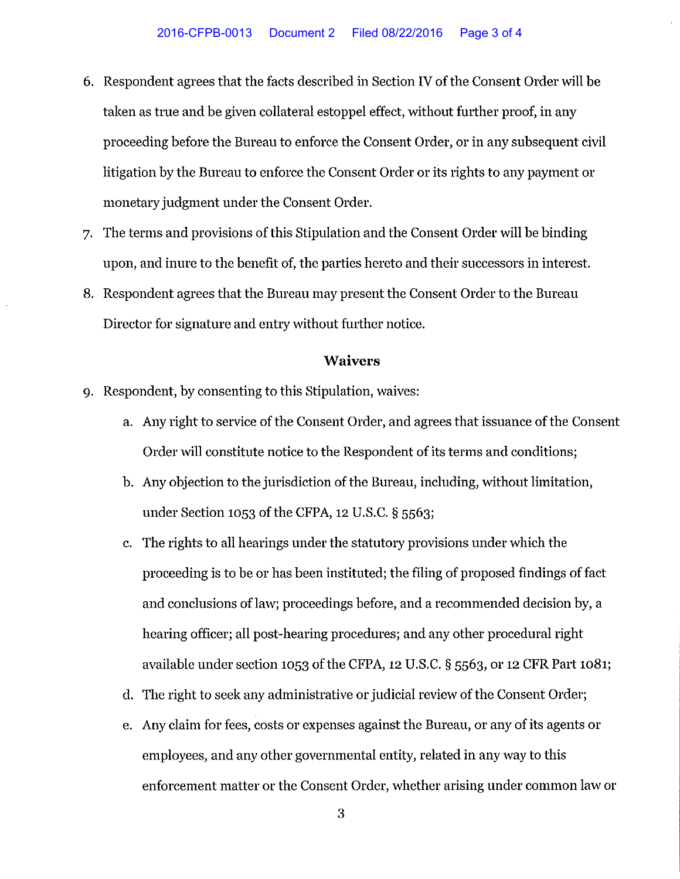6. Respondent agrees that the facts described in Section IV of the Consent Order will be taken as true and be given collateral estoppel effect, without further proof, in any proceeding before the Bureau to enforce the Consent Order, or in any subsequent civil litigation by the Bureau to enforce the Consent Order or its rights to any payment or monetary judgment under the Consent Order.
7. The terms and provisions of this Stipulation and the Consent Order will be binding upon, and inure to the benefit of, the parties hereto and their successors in interest.
8. Respondent agrees that the Bureau may present the Consent Order to the Bureau Director for signature and entry without further notice.

### Waivers

9. Respondent, by consenting to this Stipulation, waives:
    a. Any right to service of the Consent Order, and agrees that issuance of the Consent Order will constitute notice to the Respondent of its terms and conditions;
    b. Any objection to the jurisdiction of the Bureau, including, without limitation, under Section 1053 of the CFPA, 12 U.S.C. § 5563;
    c. The rights to all hearings under the statutory provisions under which the proceeding is to be or has been instituted; the filing of proposed findings of fact and conclusions of law; proceedings before, and a recommended decision by, a hearing officer; all post-hearing procedures; and any other procedural right available under section 1053 of the CFPA, 12 U.S.C. § 5563, or 12 CFR Part 1081;
    d. The right to seek any administrative or judicial review of the Consent Order;
    e. Any claim for fees, costs or expenses against the Bureau, or any of its agents or employees, and any other governmental entity, related in any way to this enforcement matter or the Consent Order, whether arising under common law or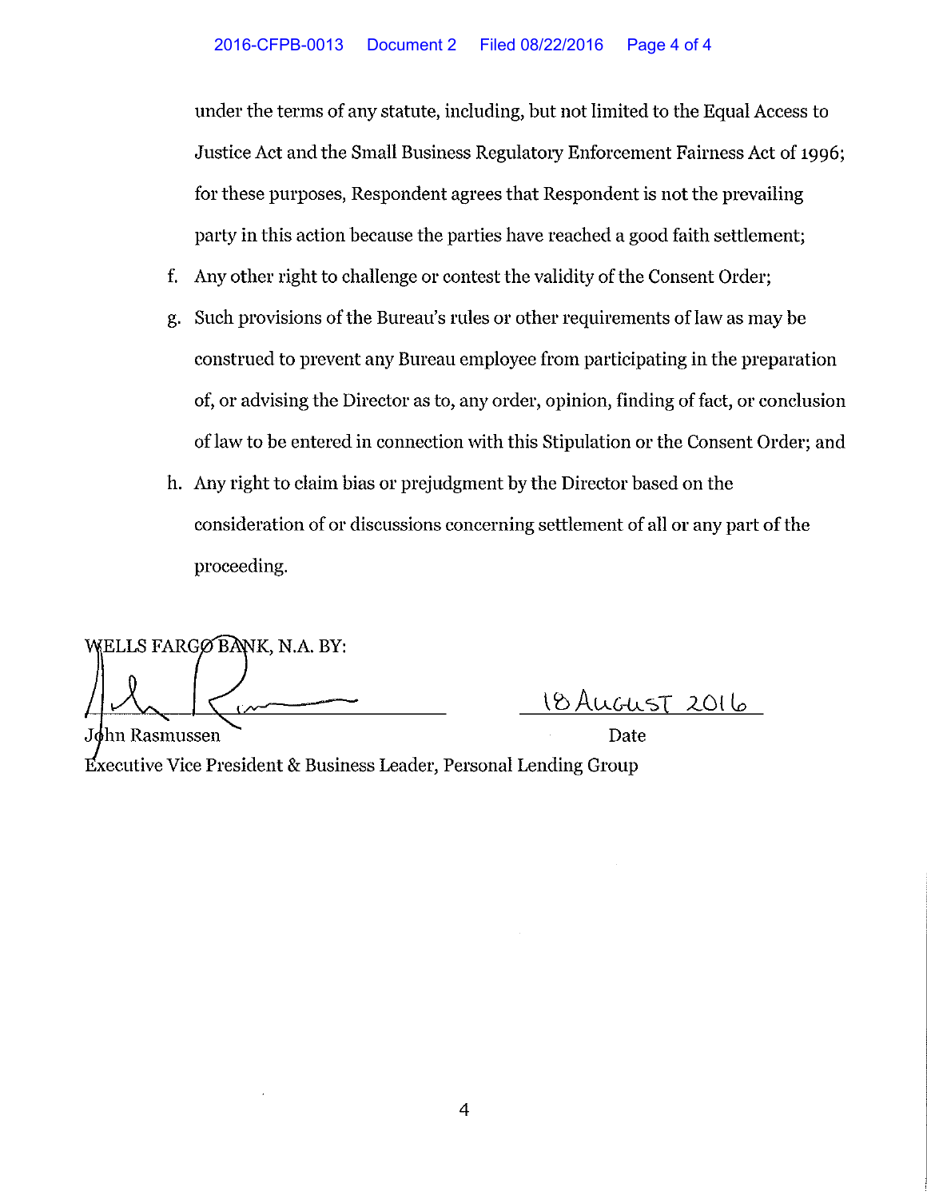under the terms of any statute, including, but not limited to the Equal Access to Justice Act and the Small Business Regulatory Enforcement Fairness Act of 1996; for these purposes, Respondent agrees that Respondent is not the prevailing party in this action because the parties have reached a good faith settlement;

f. Any other right to challenge or contest the validity of the Consent Order;

g. Such provisions of the Bureau's rules or other requirements of law as may be construed to prevent any Bureau employee from participating in the preparation of, or advising the Director as to, any order, opinion, finding of fact, or conclusion of law to be entered in connection with this Stipulation or the Consent Order; and

h. Any right to claim bias or prejudgment by the Director based on the consideration of or discussions concerning settlement of all or any part of the proceeding.

WELLS FARGO BANK, N.A. BY:

John Rasmussen
Executive Vice President & Business Leader, Personal Lending Group

18 AUGUST 2016
Date